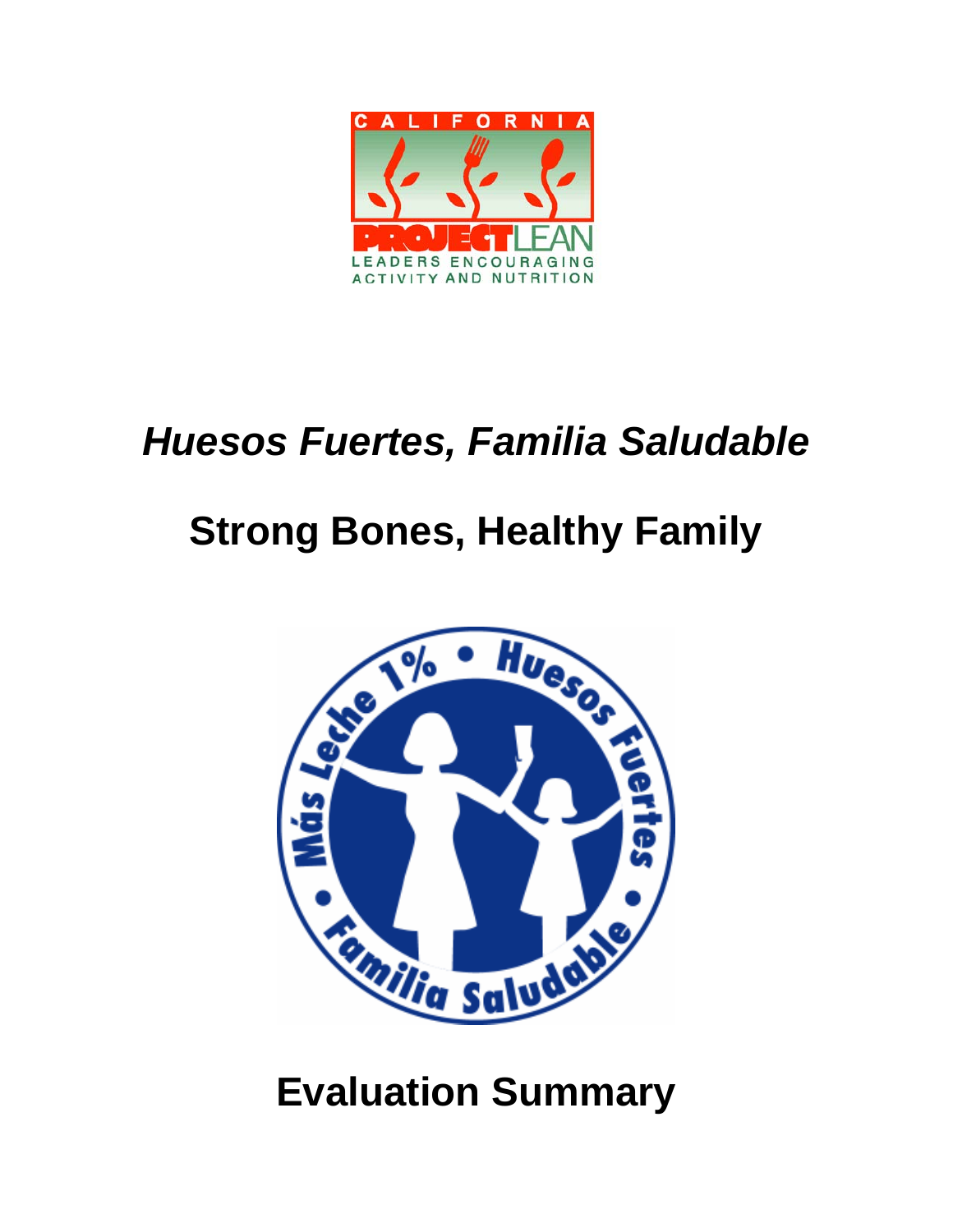# *Huesos Fuertes, Familia Saludable*

# Strong Bones, Healthy Family

# Evaluation Summary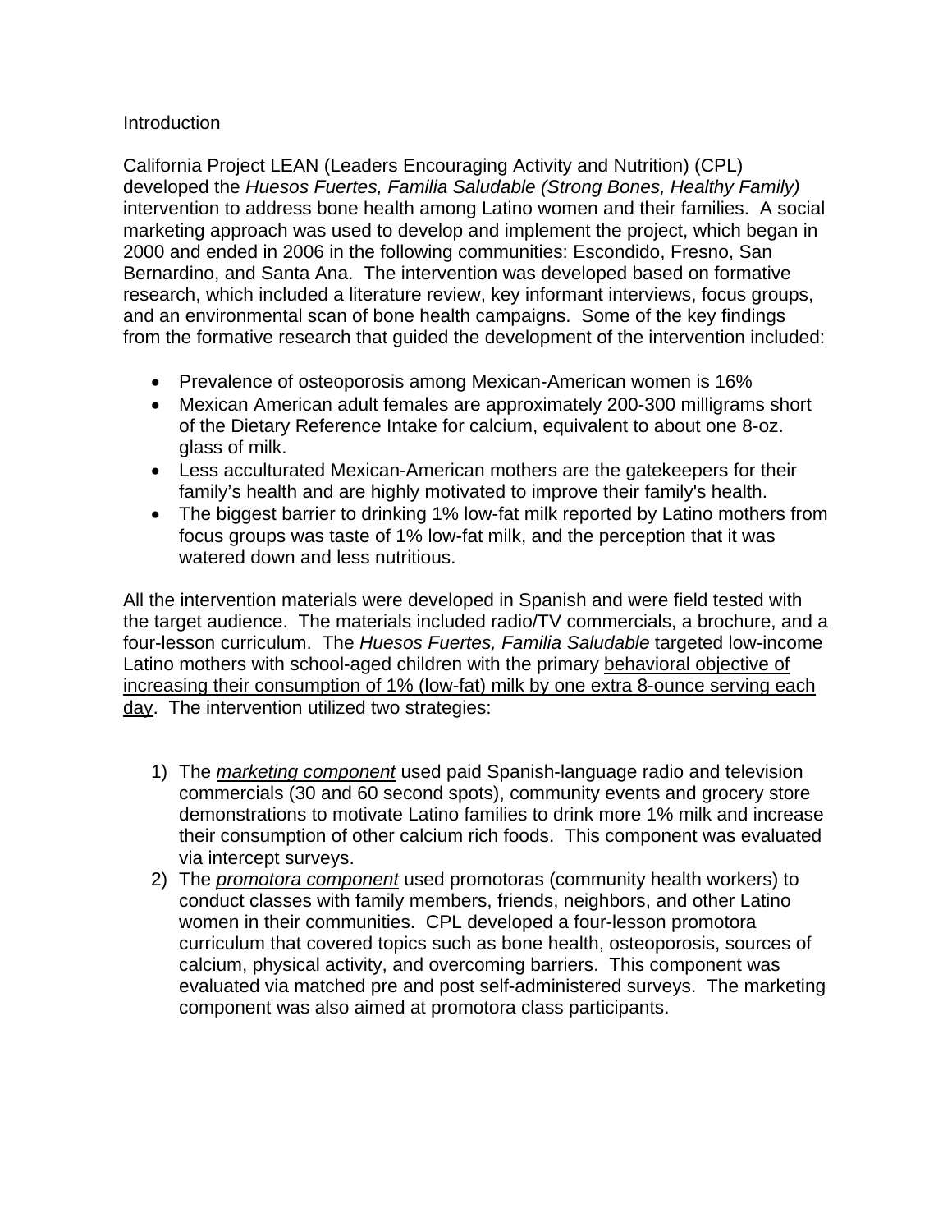Introduction

California Project LEAN (Leaders Encouraging Activity and Nutrition) (CPL) developed the *Huesos Fuertes, Familia Saludable (Strong Bones, Healthy Family)* intervention to address bone health among Latino women and their families. A social marketing approach was used to develop and implement the project, which began in 2000 and ended in 2006 in the following communities: Escondido, Fresno, San Bernardino, and Santa Ana. The intervention was developed based on formative research, which included a literature review, key informant interviews, focus groups, and an environmental scan of bone health campaigns. Some of the key findings from the formative research that guided the development of the intervention included:

- Prevalence of osteoporosis among Mexican-American women is 16%
- Mexican American adult females are approximately 200-300 milligrams short of the Dietary Reference Intake for calcium, equivalent to about one 8-oz. glass of milk.
- Less acculturated Mexican-American mothers are the gatekeepers for their family's health and are highly motivated to improve their family's health.
- The biggest barrier to drinking 1% low-fat milk reported by Latino mothers from focus groups was taste of 1% low-fat milk, and the perception that it was watered down and less nutritious.

All the intervention materials were developed in Spanish and were field tested with the target audience. The materials included radio/TV commercials, a brochure, and a four-lesson curriculum. The *Huesos Fuertes, Familia Saludable* targeted low-income Latino mothers with school-aged children with the primary <u>behavioral objective of increasing their consumption of 1% (low-fat) milk by one extra 8-ounce serving each day</u>. The intervention utilized two strategies:

1) The ***marketing component*** used paid Spanish-language radio and television commercials (30 and 60 second spots), community events and grocery store demonstrations to motivate Latino families to drink more 1% milk and increase their consumption of other calcium rich foods. This component was evaluated via intercept surveys.
2) The ***promotora component*** used promotoras (community health workers) to conduct classes with family members, friends, neighbors, and other Latino women in their communities. CPL developed a four-lesson promotora curriculum that covered topics such as bone health, osteoporosis, sources of calcium, physical activity, and overcoming barriers. This component was evaluated via matched pre and post self-administered surveys. The marketing component was also aimed at promotora class participants.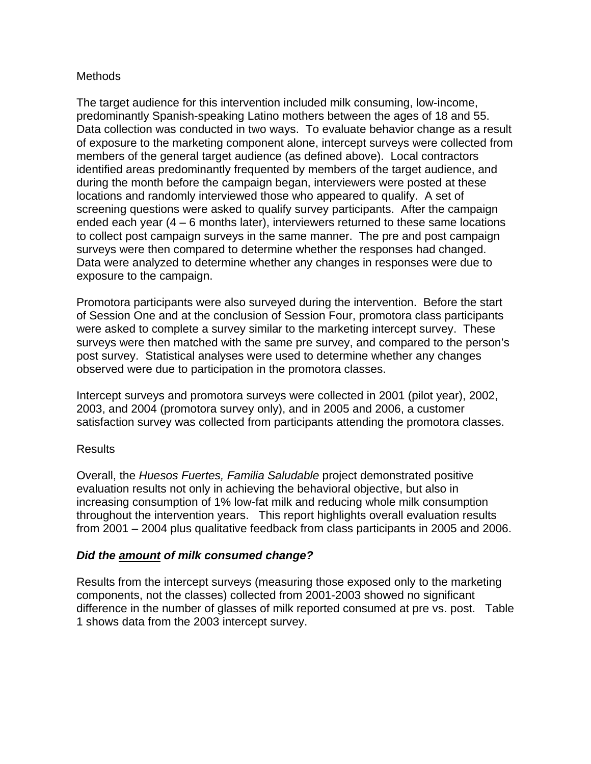## Methods

The target audience for this intervention included milk consuming, low-income, predominantly Spanish-speaking Latino mothers between the ages of 18 and 55. Data collection was conducted in two ways. To evaluate behavior change as a result of exposure to the marketing component alone, intercept surveys were collected from members of the general target audience (as defined above). Local contractors identified areas predominantly frequented by members of the target audience, and during the month before the campaign began, interviewers were posted at these locations and randomly interviewed those who appeared to qualify. A set of screening questions were asked to qualify survey participants. After the campaign ended each year (4 – 6 months later), interviewers returned to these same locations to collect post campaign surveys in the same manner. The pre and post campaign surveys were then compared to determine whether the responses had changed. Data were analyzed to determine whether any changes in responses were due to exposure to the campaign.

Promotora participants were also surveyed during the intervention. Before the start of Session One and at the conclusion of Session Four, promotora class participants were asked to complete a survey similar to the marketing intercept survey. These surveys were then matched with the same pre survey, and compared to the person's post survey. Statistical analyses were used to determine whether any changes observed were due to participation in the promotora classes.

Intercept surveys and promotora surveys were collected in 2001 (pilot year), 2002, 2003, and 2004 (promotora survey only), and in 2005 and 2006, a customer satisfaction survey was collected from participants attending the promotora classes.

## Results

Overall, the *Huesos Fuertes, Familia Saludable* project demonstrated positive evaluation results not only in achieving the behavioral objective, but also in increasing consumption of 1% low-fat milk and reducing whole milk consumption throughout the intervention years. This report highlights overall evaluation results from 2001 – 2004 plus qualitative feedback from class participants in 2005 and 2006.

### *Did the amount of milk consumed change?*

Results from the intercept surveys (measuring those exposed only to the marketing components, not the classes) collected from 2001-2003 showed no significant difference in the number of glasses of milk reported consumed at pre vs. post. Table 1 shows data from the 2003 intercept survey.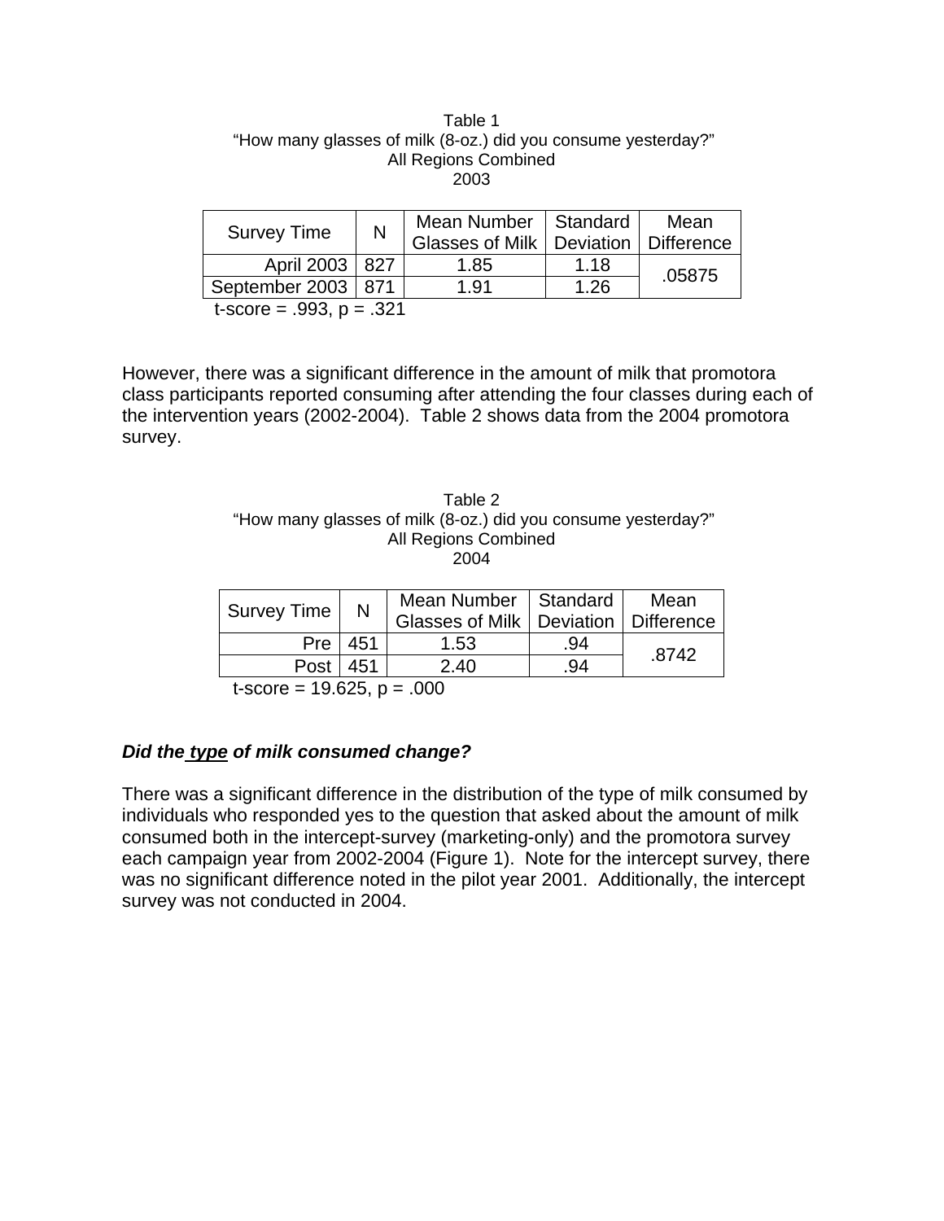Table 1
"How many glasses of milk (8-oz.) did you consume yesterday?"
All Regions Combined
2003

| Survey Time | N | Mean Number Glasses of Milk | Standard Deviation | Mean Difference |
|---|---|---|---|---|
| April 2003 | 827 | 1.85 | 1.18 | .05875 |
| September 2003 | 871 | 1.91 | 1.26 | |

t-score = .993, p = .321

However, there was a significant difference in the amount of milk that promotora class participants reported consuming after attending the four classes during each of the intervention years (2002-2004). Table 2 shows data from the 2004 promotora survey.

Table 2
"How many glasses of milk (8-oz.) did you consume yesterday?"
All Regions Combined
2004

| Survey Time | N | Mean Number Glasses of Milk | Standard Deviation | Mean Difference |
|---|---|---|---|---|
| Pre | 451 | 1.53 | .94 | .8742 |
| Post | 451 | 2.40 | .94 | |

t-score = 19.625, p = .000

***Did the type of milk consumed change?***

There was a significant difference in the distribution of the type of milk consumed by individuals who responded yes to the question that asked about the amount of milk consumed both in the intercept-survey (marketing-only) and the promotora survey each campaign year from 2002-2004 (Figure 1). Note for the intercept survey, there was no significant difference noted in the pilot year 2001. Additionally, the intercept survey was not conducted in 2004.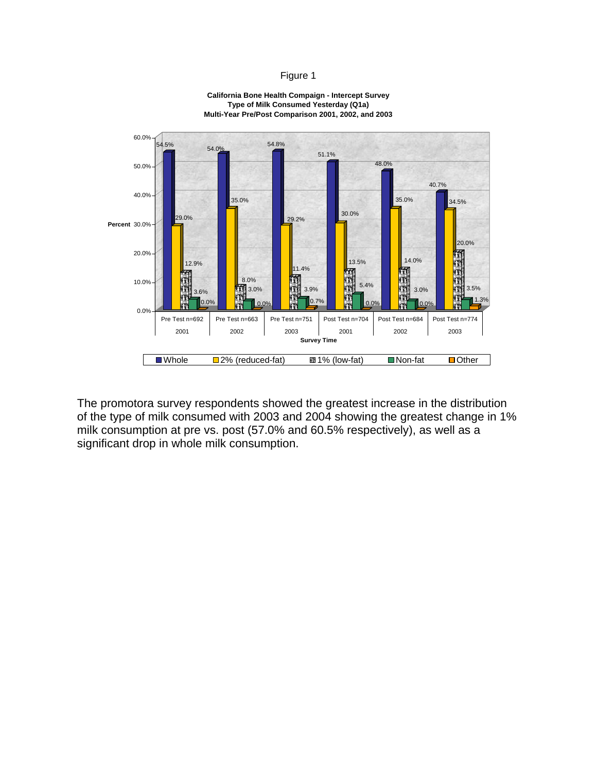Figure 1

**California Bone Health Compaign - Intercept Survey**
**Type of Milk Consumed Yesterday (Q1a)**
**Multi-Year Pre/Post Comparison 2001, 2002, and 2003**

| Survey Time | Whole | 2% (reduced-fat) | 1% (low-fat) | Non-fat | Other |
|---|---|---|---|---|---|
| Pre Test n=692 2001 | 54.5% | 29.0% | 12.9% | 3.6% | 0.0% |
| Pre Test n=663 2002 | 54.0% | 35.0% | 8.0% | 3.0% | 0.0% |
| Pre Test n=751 2003 | 54.8% | 29.2% | 11.4% | 3.9% | 0.7% |
| Post Test n=704 2001 | 51.1% | 30.0% | 13.5% | 5.4% | 0.0% |
| Post Test n=684 2002 | 48.0% | 35.0% | 14.0% | 3.0% | 0.0% |
| Post Test n=774 2003 | 40.7% | 34.5% | 20.0% | 3.5% | 1.3% |

The promotora survey respondents showed the greatest increase in the distribution of the type of milk consumed with 2003 and 2004 showing the greatest change in 1% milk consumption at pre vs. post (57.0% and 60.5% respectively), as well as a significant drop in whole milk consumption.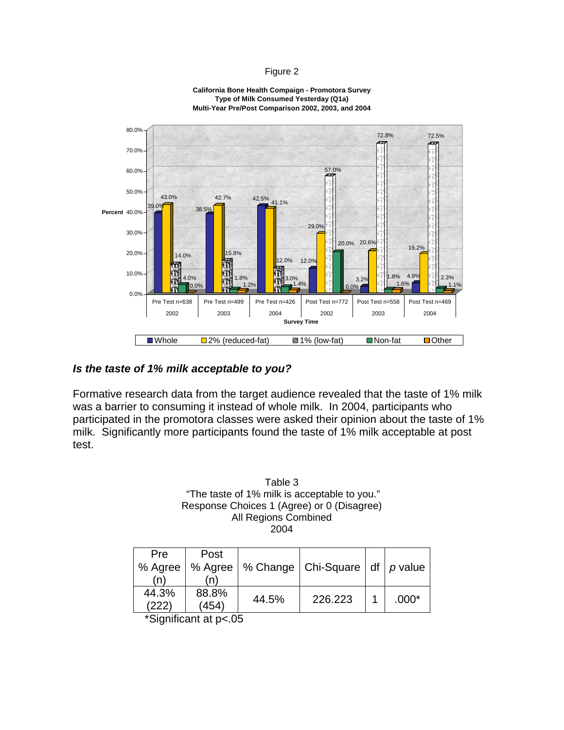Figure 2

**California Bone Health Compaign - Promotora Survey**
**Type of Milk Consumed Yesterday (Q1a)**
**Multi-Year Pre/Post Comparison 2002, 2003, and 2004**

| Survey Time | Whole | 2% (reduced-fat) | 1% (low-fat) | Non-fat | Other |
|---|---|---|---|---|---|
| Pre Test n=638 2002 | 39.0% | 43.0% | 14.0% | 4.0% | 0.0% |
| Pre Test n=499 2003 | 38.5% | 42.7% | 15.8% | 1.8% | 1.2% |
| Pre Test n=426 2004 | 42.5% | 41.1% | 12.0% | 3.0% | 1.4% |
| Post Test n=772 2002 | 12.0% | 29.0% | 57.0% | 20.0% | 0.0% |
| Post Test n=558 2003 | 3.2% | 20.6% | 72.8% | 1.8% | 1.6% |
| Post Test n=469 2004 | 4.9% | 19.2% | 72.5% | 2.3% | 1.1% |

### *Is the taste of 1% milk acceptable to you?*

Formative research data from the target audience revealed that the taste of 1% milk was a barrier to consuming it instead of whole milk. In 2004, participants who participated in the promotora classes were asked their opinion about the taste of 1% milk. Significantly more participants found the taste of 1% milk acceptable at post test.

Table 3
"The taste of 1% milk is acceptable to you."
Response Choices 1 (Agree) or 0 (Disagree)
All Regions Combined
2004

| Pre % Agree (n) | Post % Agree (n) | % Change | Chi-Square | df | *p* value |
|---|---|---|---|---|---|
| 44.3% (222) | 88.8% (454) | 44.5% | 226.223 | 1 | .000* |

*Significant at p<.05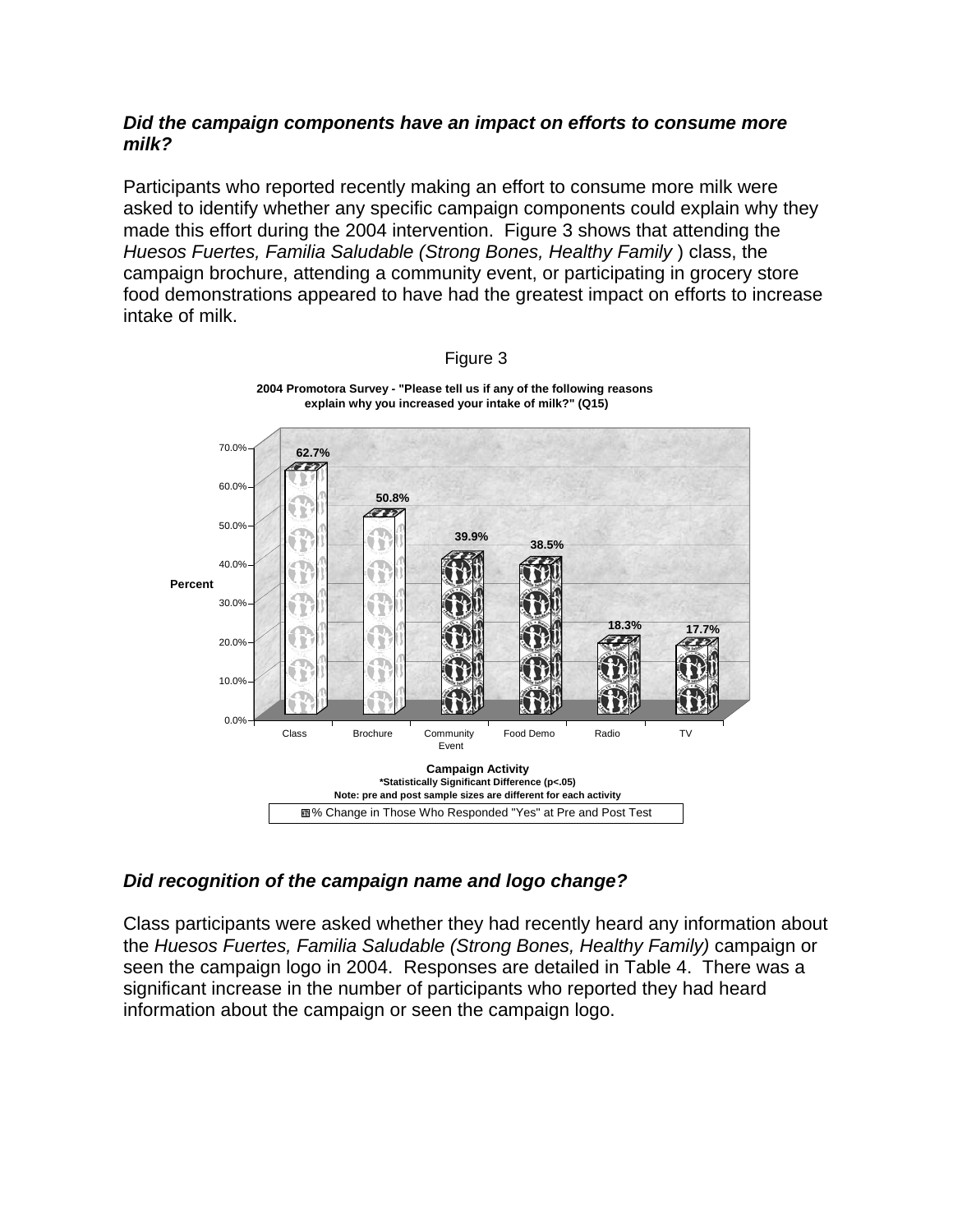***Did the campaign components have an impact on efforts to consume more milk?***

Participants who reported recently making an effort to consume more milk were asked to identify whether any specific campaign components could explain why they made this effort during the 2004 intervention. Figure 3 shows that attending the *Huesos Fuertes, Familia Saludable (Strong Bones, Healthy Family* ) class, the campaign brochure, attending a community event, or participating in grocery store food demonstrations appeared to have had the greatest impact on efforts to increase intake of milk.

Figure 3

**2004 Promotora Survey - "Please tell us if any of the following reasons explain why you increased your intake of milk?" (Q15)**

| Campaign Activity | Percent |
|---|---|
| Class | 62.7% |
| Brochure | 50.8% |
| Community Event | 39.9% |
| Food Demo | 38.5% |
| Radio | 18.3% |
| TV | 17.7% |

**Campaign Activity**
***Statistically Significant Difference (p<.05)**
**Note: pre and post sample sizes are different for each activity**

% Change in Those Who Responded "Yes" at Pre and Post Test

***Did recognition of the campaign name and logo change?***

Class participants were asked whether they had recently heard any information about the *Huesos Fuertes, Familia Saludable (Strong Bones, Healthy Family)* campaign or seen the campaign logo in 2004. Responses are detailed in Table 4. There was a significant increase in the number of participants who reported they had heard information about the campaign or seen the campaign logo.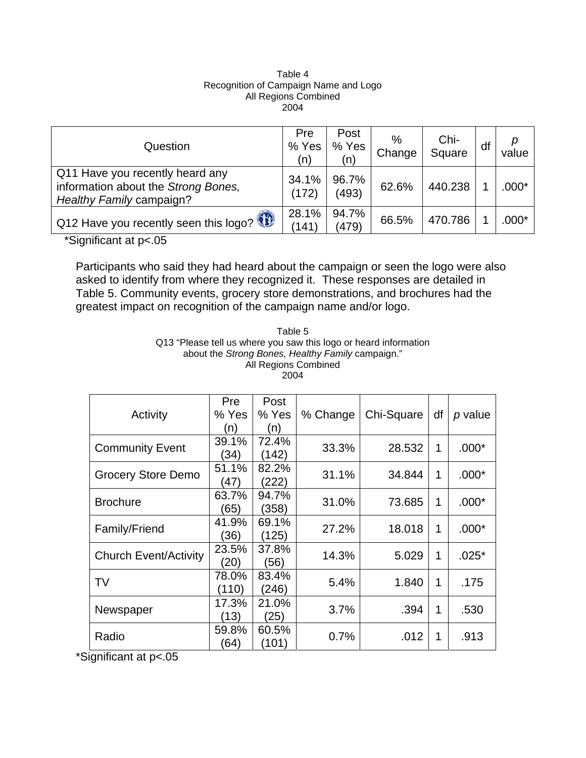Table 4
Recognition of Campaign Name and Logo
All Regions Combined
2004

| Question | Pre % Yes (n) | Post % Yes (n) | % Change | Chi-Square | df | *p* value |
|---|---|---|---|---|---|---|
| Q11 Have you recently heard any information about the *Strong Bones, Healthy Family* campaign? | 34.1% (172) | 96.7% (493) | 62.6% | 440.238 | 1 | .000* |
| Q12 Have you recently seen this logo? | 28.1% (141) | 94.7% (479) | 66.5% | 470.786 | 1 | .000* |

*Significant at p<.05

Participants who said they had heard about the campaign or seen the logo were also asked to identify from where they recognized it. These responses are detailed in Table 5. Community events, grocery store demonstrations, and brochures had the greatest impact on recognition of the campaign name and/or logo.

Table 5
Q13 "Please tell us where you saw this logo or heard information about the *Strong Bones, Healthy Family* campaign."
All Regions Combined
2004

| Activity | Pre % Yes (n) | Post % Yes (n) | % Change | Chi-Square | df | *p* value |
|---|---|---|---|---|---|---|
| Community Event | 39.1% (34) | 72.4% (142) | 33.3% | 28.532 | 1 | .000* |
| Grocery Store Demo | 51.1% (47) | 82.2% (222) | 31.1% | 34.844 | 1 | .000* |
| Brochure | 63.7% (65) | 94.7% (358) | 31.0% | 73.685 | 1 | .000* |
| Family/Friend | 41.9% (36) | 69.1% (125) | 27.2% | 18.018 | 1 | .000* |
| Church Event/Activity | 23.5% (20) | 37.8% (56) | 14.3% | 5.029 | 1 | .025* |
| TV | 78.0% (110) | 83.4% (246) | 5.4% | 1.840 | 1 | .175 |
| Newspaper | 17.3% (13) | 21.0% (25) | 3.7% | .394 | 1 | .530 |
| Radio | 59.8% (64) | 60.5% (101) | 0.7% | .012 | 1 | .913 |

*Significant at p<.05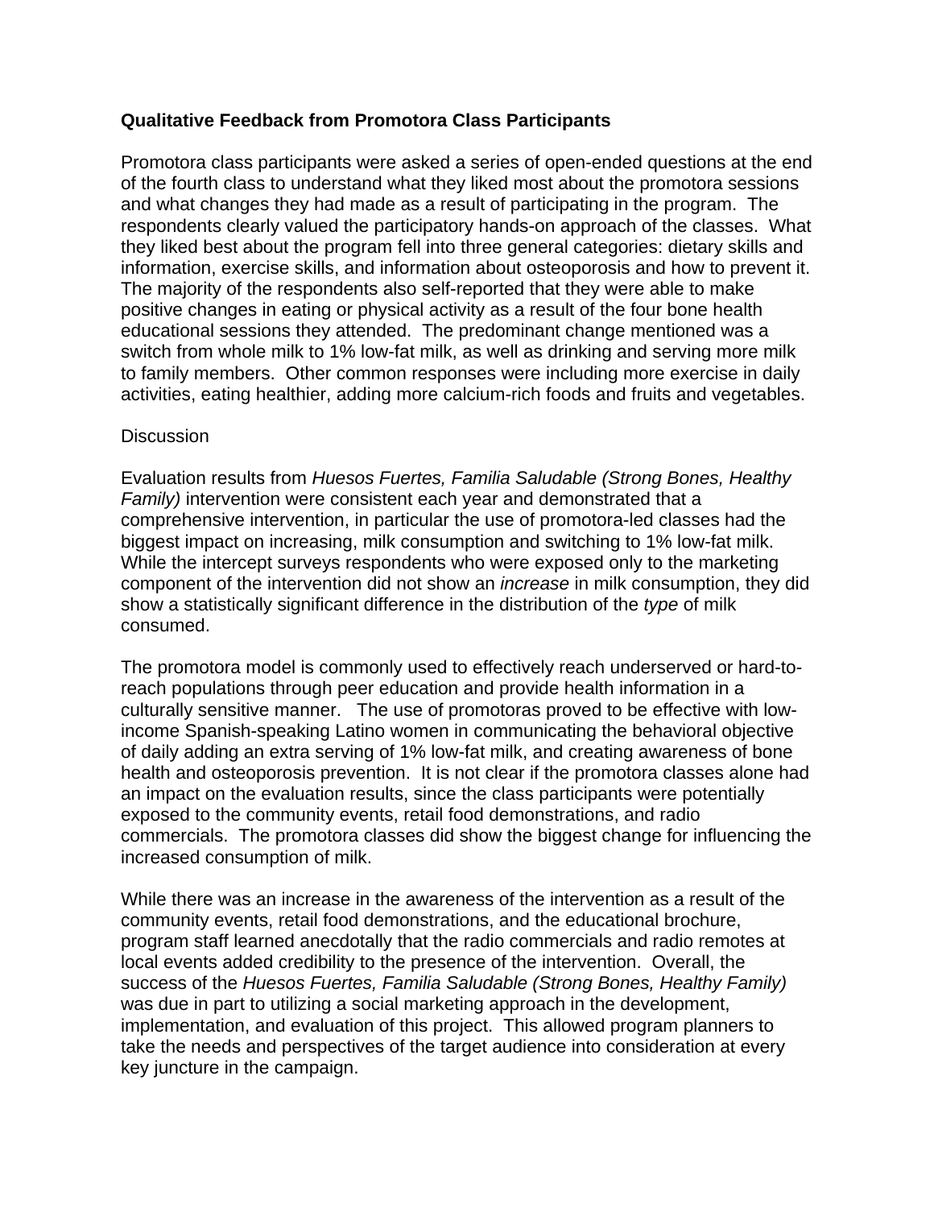**Qualitative Feedback from Promotora Class Participants**

Promotora class participants were asked a series of open-ended questions at the end of the fourth class to understand what they liked most about the promotora sessions and what changes they had made as a result of participating in the program. The respondents clearly valued the participatory hands-on approach of the classes. What they liked best about the program fell into three general categories: dietary skills and information, exercise skills, and information about osteoporosis and how to prevent it. The majority of the respondents also self-reported that they were able to make positive changes in eating or physical activity as a result of the four bone health educational sessions they attended. The predominant change mentioned was a switch from whole milk to 1% low-fat milk, as well as drinking and serving more milk to family members. Other common responses were including more exercise in daily activities, eating healthier, adding more calcium-rich foods and fruits and vegetables.

Discussion

Evaluation results from *Huesos Fuertes, Familia Saludable (Strong Bones, Healthy Family)* intervention were consistent each year and demonstrated that a comprehensive intervention, in particular the use of promotora-led classes had the biggest impact on increasing, milk consumption and switching to 1% low-fat milk. While the intercept surveys respondents who were exposed only to the marketing component of the intervention did not show an *increase* in milk consumption, they did show a statistically significant difference in the distribution of the *type* of milk consumed.

The promotora model is commonly used to effectively reach underserved or hard-to-reach populations through peer education and provide health information in a culturally sensitive manner. The use of promotoras proved to be effective with low-income Spanish-speaking Latino women in communicating the behavioral objective of daily adding an extra serving of 1% low-fat milk, and creating awareness of bone health and osteoporosis prevention. It is not clear if the promotora classes alone had an impact on the evaluation results, since the class participants were potentially exposed to the community events, retail food demonstrations, and radio commercials. The promotora classes did show the biggest change for influencing the increased consumption of milk.

While there was an increase in the awareness of the intervention as a result of the community events, retail food demonstrations, and the educational brochure, program staff learned anecdotally that the radio commercials and radio remotes at local events added credibility to the presence of the intervention. Overall, the success of the *Huesos Fuertes, Familia Saludable (Strong Bones, Healthy Family)* was due in part to utilizing a social marketing approach in the development, implementation, and evaluation of this project. This allowed program planners to take the needs and perspectives of the target audience into consideration at every key juncture in the campaign.